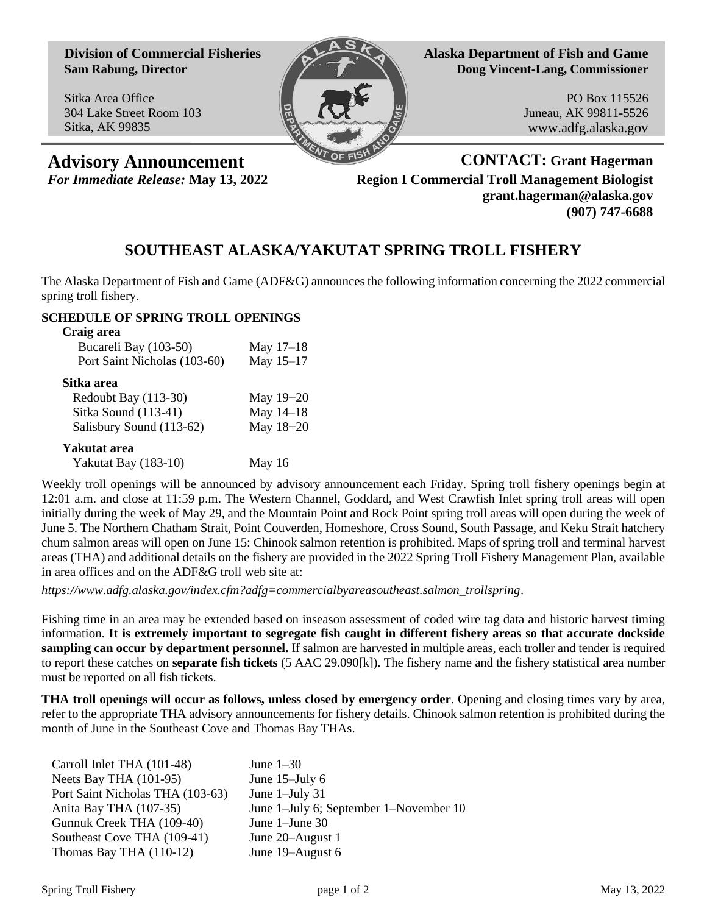**Division of Commercial Fisheries**
**Sam Rabung, Director**

Sitka Area Office
304 Lake Street Room 103
Sitka, AK 99835

**Alaska Department of Fish and Game**
**Doug Vincent-Lang, Commissioner**

PO Box 115526
Juneau, AK 99811-5526
www.adfg.alaska.gov

## Advisory Announcement

*For Immediate Release:* **May 13, 2022**

**CONTACT: Grant Hagerman**
**Region I Commercial Troll Management Biologist**
**grant.hagerman@alaska.gov**
**(907) 747-6688**

# SOUTHEAST ALASKA/YAKUTAT SPRING TROLL FISHERY

The Alaska Department of Fish and Game (ADF&G) announces the following information concerning the 2022 commercial spring troll fishery.

**SCHEDULE OF SPRING TROLL OPENINGS**

**Craig area**

| Area | Dates |
|---|---|
| Bucareli Bay (103-50) | May 17–18 |
| Port Saint Nicholas (103-60) | May 15–17 |

**Sitka area**

| Area | Dates |
|---|---|
| Redoubt Bay (113-30) | May 19−20 |
| Sitka Sound (113-41) | May 14–18 |
| Salisbury Sound (113-62) | May 18−20 |

**Yakutat area**

| Area | Dates |
|---|---|
| Yakutat Bay (183-10) | May 16 |

Weekly troll openings will be announced by advisory announcement each Friday. Spring troll fishery openings begin at 12:01 a.m. and close at 11:59 p.m. The Western Channel, Goddard, and West Crawfish Inlet spring troll areas will open initially during the week of May 29, and the Mountain Point and Rock Point spring troll areas will open during the week of June 5. The Northern Chatham Strait, Point Couverden, Homeshore, Cross Sound, South Passage, and Keku Strait hatchery chum salmon areas will open on June 15: Chinook salmon retention is prohibited. Maps of spring troll and terminal harvest areas (THA) and additional details on the fishery are provided in the 2022 Spring Troll Fishery Management Plan, available in area offices and on the ADF&G troll web site at:

*https://www.adfg.alaska.gov/index.cfm?adfg=commercialbyareasoutheast.salmon_trollspring*.

Fishing time in an area may be extended based on inseason assessment of coded wire tag data and historic harvest timing information. **It is extremely important to segregate fish caught in different fishery areas so that accurate dockside sampling can occur by department personnel.** If salmon are harvested in multiple areas, each troller and tender is required to report these catches on **separate fish tickets** (5 AAC 29.090[k]). The fishery name and the fishery statistical area number must be reported on all fish tickets.

**THA troll openings will occur as follows, unless closed by emergency order**. Opening and closing times vary by area, refer to the appropriate THA advisory announcements for fishery details. Chinook salmon retention is prohibited during the month of June in the Southeast Cove and Thomas Bay THAs.

| Area | Dates |
|---|---|
| Carroll Inlet THA (101-48) | June 1–30 |
| Neets Bay THA (101-95) | June 15–July 6 |
| Port Saint Nicholas THA (103-63) | June 1–July 31 |
| Anita Bay THA (107-35) | June 1–July 6; September 1–November 10 |
| Gunnuk Creek THA (109-40) | June 1–June 30 |
| Southeast Cove THA (109-41) | June 20–August 1 |
| Thomas Bay THA (110-12) | June 19–August 6 |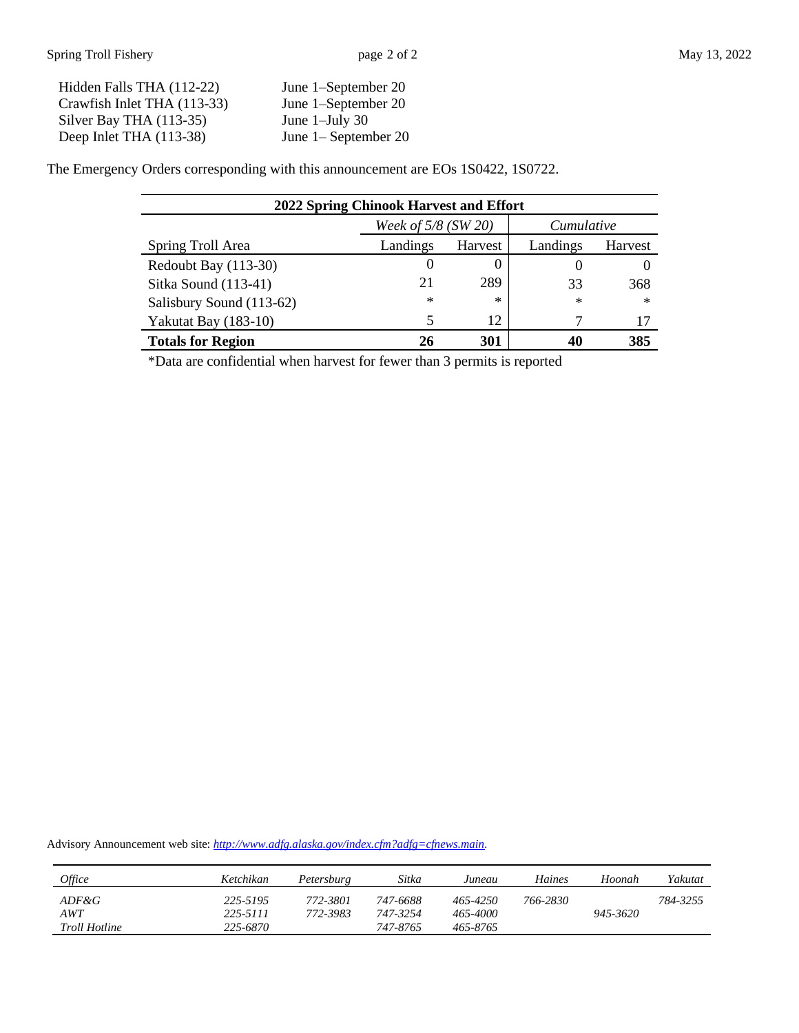| | |
|---|---|
| Hidden Falls THA (112-22) | June 1–September 20 |
| Crawfish Inlet THA (113-33) | June 1–September 20 |
| Silver Bay THA (113-35) | June 1–July 30 |
| Deep Inlet THA (113-38) | June 1– September 20 |

The Emergency Orders corresponding with this announcement are EOs 1S0422, 1S0722.

**2022 Spring Chinook Harvest and Effort**

| | *Week of 5/8 (SW 20)* | | *Cumulative* | |
|---|---|---|---|---|
| Spring Troll Area | Landings | Harvest | Landings | Harvest |
| Redoubt Bay (113-30) | 0 | 0 | 0 | 0 |
| Sitka Sound (113-41) | 21 | 289 | 33 | 368 |
| Salisbury Sound (113-62) | * | * | * | * |
| Yakutat Bay (183-10) | 5 | 12 | 7 | 17 |
| **Totals for Region** | **26** | **301** | **40** | **385** |

*Data are confidential when harvest for fewer than 3 permits is reported

Advisory Announcement web site: *http://www.adfg.alaska.gov/index.cfm?adfg=cfnews.main*.

| *Office* | *Ketchikan* | *Petersburg* | *Sitka* | *Juneau* | *Haines* | *Hoonah* | *Yakutat* |
|---|---|---|---|---|---|---|---|
| *ADF&G* | *225-5195* | *772-3801* | *747-6688* | *465-4250* | *766-2830* | | *784-3255* |
| *AWT* | *225-5111* | *772-3983* | *747-3254* | *465-4000* | | *945-3620* | |
| *Troll Hotline* | *225-6870* | | *747-8765* | *465-8765* | | | |